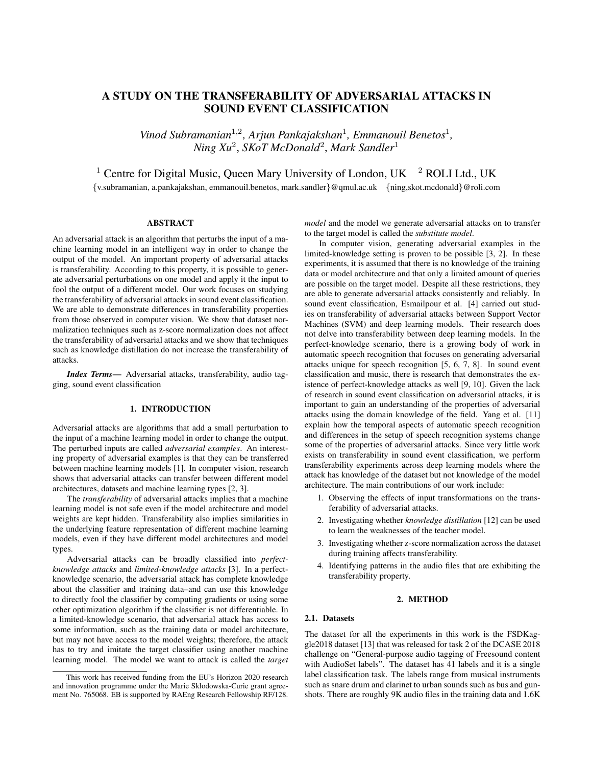# A STUDY ON THE TRANSFERABILITY OF ADVERSARIAL ATTACKS IN SOUND EVENT CLASSIFICATION

*Vinod Subramanian*[1,2], *Arjun Pankajakshan*[1], *Emmanouil Benetos*[1], *Ning Xu*[2], *SKoT McDonald*[2], *Mark Sandler*[1]

[1] Centre for Digital Music, Queen Mary University of London, UK [2] ROLI Ltd., UK

{v.subramanian, a.pankajakshan, emmanouil.benetos, mark.sandler}@qmul.ac.uk {ning,skot.mcdonald}@roli.com

## ABSTRACT

An adversarial attack is an algorithm that perturbs the input of a machine learning model in an intelligent way in order to change the output of the model. An important property of adversarial attacks is transferability. According to this property, it is possible to generate adversarial perturbations on one model and apply it the input to fool the output of a different model. Our work focuses on studying the transferability of adversarial attacks in sound event classification. We are able to demonstrate differences in transferability properties from those observed in computer vision. We show that dataset normalization techniques such as z-score normalization does not affect the transferability of adversarial attacks and we show that techniques such as knowledge distillation do not increase the transferability of attacks.

***Index Terms***— Adversarial attacks, transferability, audio tagging, sound event classification

## 1. INTRODUCTION

Adversarial attacks are algorithms that add a small perturbation to the input of a machine learning model in order to change the output. The perturbed inputs are called *adversarial examples*. An interesting property of adversarial examples is that they can be transferred between machine learning models [1]. In computer vision, research shows that adversarial attacks can transfer between different model architectures, datasets and machine learning types [2, 3].

The *transferability* of adversarial attacks implies that a machine learning model is not safe even if the model architecture and model weights are kept hidden. Transferability also implies similarities in the underlying feature representation of different machine learning models, even if they have different model architectures and model types.

Adversarial attacks can be broadly classified into *perfect-knowledge attacks* and *limited-knowledge attacks* [3]. In a perfect-knowledge scenario, the adversarial attack has complete knowledge about the classifier and training data–and can use this knowledge to directly fool the classifier by computing gradients or using some other optimization algorithm if the classifier is not differentiable. In a limited-knowledge scenario, that adversarial attack has access to some information, such as the training data or model architecture, but may not have access to the model weights; therefore, the attack has to try and imitate the target classifier using another machine learning model. The model we want to attack is called the *target model* and the model we generate adversarial attacks on to transfer to the target model is called the *substitute model*.

In computer vision, generating adversarial examples in the limited-knowledge setting is proven to be possible [3, 2]. In these experiments, it is assumed that there is no knowledge of the training data or model architecture and that only a limited amount of queries are possible on the target model. Despite all these restrictions, they are able to generate adversarial attacks consistently and reliably. In sound event classification, Esmailpour et al. [4] carried out studies on transferability of adversarial attacks between Support Vector Machines (SVM) and deep learning models. Their research does not delve into transferability between deep learning models. In the perfect-knowledge scenario, there is a growing body of work in automatic speech recognition that focuses on generating adversarial attacks unique for speech recognition [5, 6, 7, 8]. In sound event classification and music, there is research that demonstrates the existence of perfect-knowledge attacks as well [9, 10]. Given the lack of research in sound event classification on adversarial attacks, it is important to gain an understanding of the properties of adversarial attacks using the domain knowledge of the field. Yang et al. [11] explain how the temporal aspects of automatic speech recognition and differences in the setup of speech recognition systems change some of the properties of adversarial attacks. Since very little work exists on transferability in sound event classification, we perform transferability experiments across deep learning models where the attack has knowledge of the dataset but not knowledge of the model architecture. The main contributions of our work include:

1. Observing the effects of input transformations on the transferability of adversarial attacks.
2. Investigating whether *knowledge distillation* [12] can be used to learn the weaknesses of the teacher model.
3. Investigating whether z-score normalization across the dataset during training affects transferability.
4. Identifying patterns in the audio files that are exhibiting the transferability property.

## 2. METHOD

### 2.1. Datasets

The dataset for all the experiments in this work is the FSDKaggle2018 dataset [13] that was released for task 2 of the DCASE 2018 challenge on "General-purpose audio tagging of Freesound content with AudioSet labels". The dataset has 41 labels and it is a single label classification task. The labels range from musical instruments such as snare drum and clarinet to urban sounds such as bus and gunshots. There are roughly 9K audio files in the training data and 1.6K

---

This work has received funding from the EU's Horizon 2020 research and innovation programme under the Marie Skłodowska-Curie grant agreement No. 765068. EB is supported by RAEng Research Fellowship RF/128.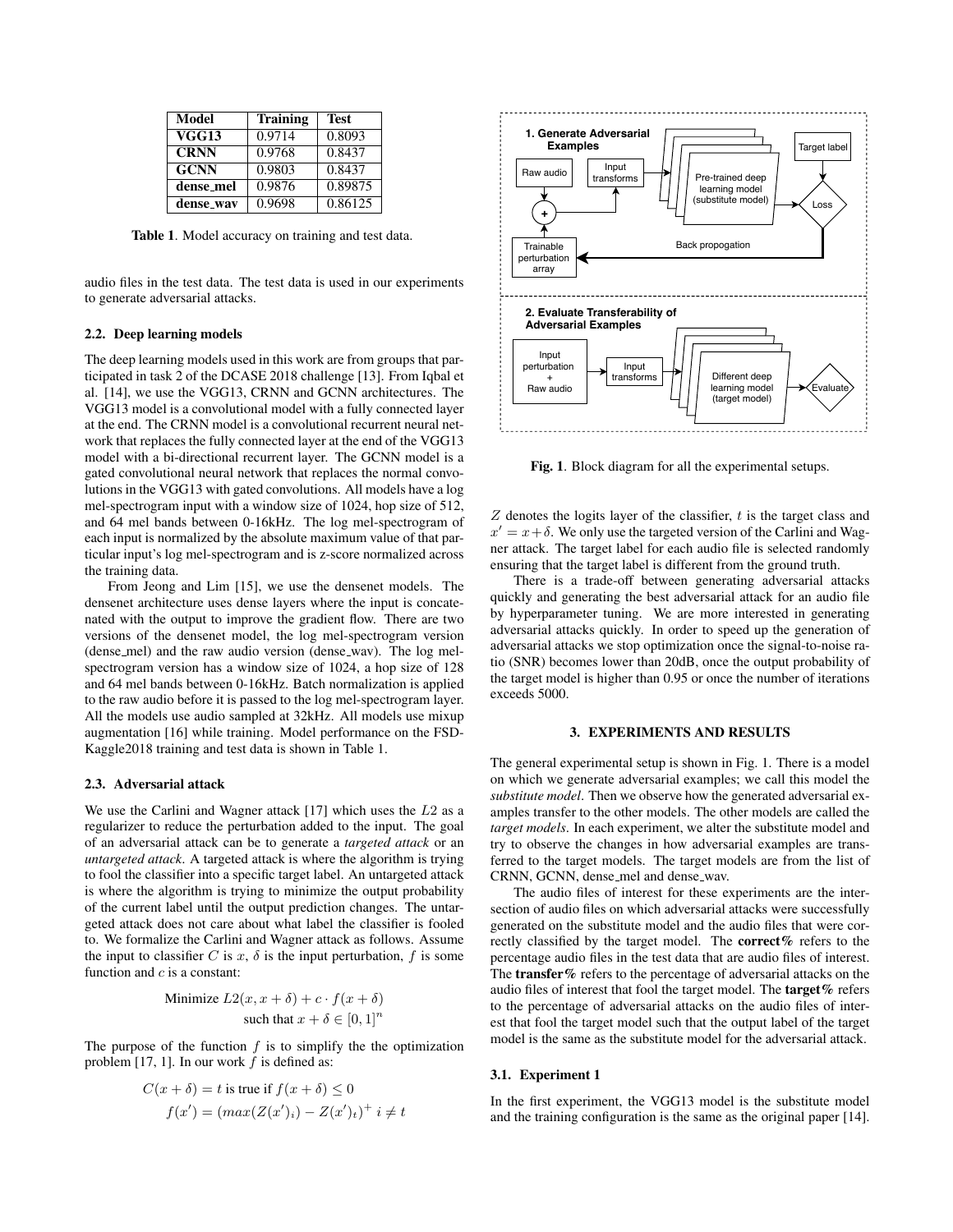| Model | Training | Test |
| --- | --- | --- |
| **VGG13** | 0.9714 | 0.8093 |
| **CRNN** | 0.9768 | 0.8437 |
| **GCNN** | 0.9803 | 0.8437 |
| **dense_mel** | 0.9876 | 0.89875 |
| **dense_wav** | 0.9698 | 0.86125 |

**Table 1**. Model accuracy on training and test data.

audio files in the test data. The test data is used in our experiments to generate adversarial attacks.

### 2.2. Deep learning models

The deep learning models used in this work are from groups that participated in task 2 of the DCASE 2018 challenge [13]. From Iqbal et al. [14], we use the VGG13, CRNN and GCNN architectures. The VGG13 model is a convolutional model with a fully connected layer at the end. The CRNN model is a convolutional recurrent neural network that replaces the fully connected layer at the end of the VGG13 model with a bi-directional recurrent layer. The GCNN model is a gated convolutional neural network that replaces the normal convolutions in the VGG13 with gated convolutions. All models have a log mel-spectrogram input with a window size of 1024, hop size of 512, and 64 mel bands between 0-16kHz. The log mel-spectrogram of each input is normalized by the absolute maximum value of that particular input's log mel-spectrogram and is z-score normalized across the training data.

From Jeong and Lim [15], we use the densenet models. The densenet architecture uses dense layers where the input is concatenated with the output to improve the gradient flow. There are two versions of the densenet model, the log mel-spectrogram version (dense_mel) and the raw audio version (dense_wav). The log mel-spectrogram version has a window size of 1024, a hop size of 128 and 64 mel bands between 0-16kHz. Batch normalization is applied to the raw audio before it is passed to the log mel-spectrogram layer. All the models use audio sampled at 32kHz. All models use mixup augmentation [16] while training. Model performance on the FSD-Kaggle2018 training and test data is shown in Table 1.

### 2.3. Adversarial attack

We use the Carlini and Wagner attack [17] which uses the $L2$ as a regularizer to reduce the perturbation added to the input. The goal of an adversarial attack can be to generate a *targeted attack* or an *untargeted attack*. A targeted attack is where the algorithm is trying to fool the classifier into a specific target label. An untargeted attack is where the algorithm is trying to minimize the output probability of the current label until the output prediction changes. The untargeted attack does not care about what label the classifier is fooled to. We formalize the Carlini and Wagner attack as follows. Assume the input to classifier $C$ is $x$, $\delta$ is the input perturbation, $f$ is some function and $c$ is a constant:

$$\text{Minimize } L2(x, x+\delta) + c \cdot f(x+\delta)$$
$$\text{such that } x+\delta \in [0,1]^n$$

The purpose of the function $f$ is to simplify the the optimization problem [17, 1]. In our work $f$ is defined as:

$$C(x+\delta) = t \text{ is true if } f(x+\delta) \leq 0$$
$$f(x') = (max(Z(x')_i) - Z(x')_t)^+ \; i \neq t$$

**Fig. 1**. Block diagram for all the experimental setups.

$Z$ denotes the logits layer of the classifier, $t$ is the target class and $x' = x+\delta$. We only use the targeted version of the Carlini and Wagner attack. The target label for each audio file is selected randomly ensuring that the target label is different from the ground truth.

There is a trade-off between generating adversarial attacks quickly and generating the best adversarial attack for an audio file by hyperparameter tuning. We are more interested in generating adversarial attacks quickly. In order to speed up the generation of adversarial attacks we stop optimization once the signal-to-noise ratio (SNR) becomes lower than 20dB, once the output probability of the target model is higher than 0.95 or once the number of iterations exceeds 5000.

## 3. EXPERIMENTS AND RESULTS

The general experimental setup is shown in Fig. 1. There is a model on which we generate adversarial examples; we call this model the *substitute model*. Then we observe how the generated adversarial examples transfer to the other models. The other models are called the *target models*. In each experiment, we alter the substitute model and try to observe the changes in how adversarial examples are transferred to the target models. The target models are from the list of CRNN, GCNN, dense_mel and dense_wav.

The audio files of interest for these experiments are the intersection of audio files on which adversarial attacks were successfully generated on the substitute model and the audio files that were correctly classified by the target model. The **correct%** refers to the percentage audio files in the test data that are audio files of interest. The **transfer%** refers to the percentage of adversarial attacks on the audio files of interest that fool the target model. The **target%** refers to the percentage of adversarial attacks on the audio files of interest that fool the target model such that the output label of the target model is the same as the substitute model for the adversarial attack.

### 3.1. Experiment 1

In the first experiment, the VGG13 model is the substitute model and the training configuration is the same as the original paper [14].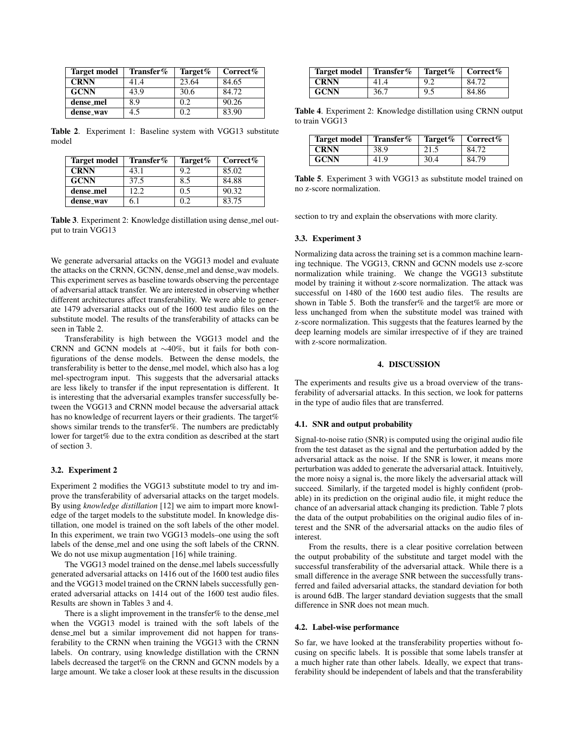| Target model | Transfer% | Target% | Correct% |
|---|---|---|---|
| **CRNN** | 41.4 | 23.64 | 84.65 |
| **GCNN** | 43.9 | 30.6 | 84.72 |
| **dense_mel** | 8.9 | 0.2 | 90.26 |
| **dense_wav** | 4.5 | 0.2 | 83.90 |

**Table 2**. Experiment 1: Baseline system with VGG13 substitute model

| Target model | Transfer% | Target% | Correct% |
|---|---|---|---|
| **CRNN** | 43.1 | 9.2 | 85.02 |
| **GCNN** | 37.5 | 8.5 | 84.88 |
| **dense_mel** | 12.2 | 0.5 | 90.32 |
| **dense_wav** | 6.1 | 0.2 | 83.75 |

**Table 3**. Experiment 2: Knowledge distillation using dense_mel output to train VGG13

We generate adversarial attacks on the VGG13 model and evaluate the attacks on the CRNN, GCNN, dense_mel and dense_wav models. This experiment serves as baseline towards observing the percentage of adversarial attack transfer. We are interested in observing whether different architectures affect transferability. We were able to generate 1479 adversarial attacks out of the 1600 test audio files on the substitute model. The results of the transferability of attacks can be seen in Table 2.

Transferability is high between the VGG13 model and the CRNN and GCNN models at ∼40%, but it fails for both configurations of the dense models. Between the dense models, the transferability is better to the dense_mel model, which also has a log mel-spectrogram input. This suggests that the adversarial attacks are less likely to transfer if the input representation is different. It is interesting that the adversarial examples transfer successfully between the VGG13 and CRNN model because the adversarial attack has no knowledge of recurrent layers or their gradients. The target% shows similar trends to the transfer%. The numbers are predictably lower for target% due to the extra condition as described at the start of section 3.

### 3.2. Experiment 2

Experiment 2 modifies the VGG13 substitute model to try and improve the transferability of adversarial attacks on the target models. By using *knowledge distillation* [12] we aim to impart more knowledge of the target models to the substitute model. In knowledge distillation, one model is trained on the soft labels of the other model. In this experiment, we train two VGG13 models–one using the soft labels of the dense_mel and one using the soft labels of the CRNN. We do not use mixup augmentation [16] while training.

The VGG13 model trained on the dense_mel labels successfully generated adversarial attacks on 1416 out of the 1600 test audio files and the VGG13 model trained on the CRNN labels successfully generated adversarial attacks on 1414 out of the 1600 test audio files. Results are shown in Tables 3 and 4.

There is a slight improvement in the transfer% to the dense_mel when the VGG13 model is trained with the soft labels of the dense_mel but a similar improvement did not happen for transferability to the CRNN when training the VGG13 with the CRNN labels. On contrary, using knowledge distillation with the CRNN labels decreased the target% on the CRNN and GCNN models by a large amount. We take a closer look at these results in the discussion section to try and explain the observations with more clarity.

| Target model | Transfer% | Target% | Correct% |
|---|---|---|---|
| **CRNN** | 41.4 | 9.2 | 84.72 |
| **GCNN** | 36.7 | 9.5 | 84.86 |

**Table 4**. Experiment 2: Knowledge distillation using CRNN output to train VGG13

| Target model | Transfer% | Target% | Correct% |
|---|---|---|---|
| **CRNN** | 38.9 | 21.5 | 84.72 |
| **GCNN** | 41.9 | 30.4 | 84.79 |

**Table 5**. Experiment 3 with VGG13 as substitute model trained on no z-score normalization.

### 3.3. Experiment 3

Normalizing data across the training set is a common machine learning technique. The VGG13, CRNN and GCNN models use z-score normalization while training. We change the VGG13 substitute model by training it without z-score normalization. The attack was successful on 1480 of the 1600 test audio files. The results are shown in Table 5. Both the transfer% and the target% are more or less unchanged from when the substitute model was trained with z-score normalization. This suggests that the features learned by the deep learning models are similar irrespective of if they are trained with z-score normalization.

## 4. DISCUSSION

The experiments and results give us a broad overview of the transferability of adversarial attacks. In this section, we look for patterns in the type of audio files that are transferred.

### 4.1. SNR and output probability

Signal-to-noise ratio (SNR) is computed using the original audio file from the test dataset as the signal and the perturbation added by the adversarial attack as the noise. If the SNR is lower, it means more perturbation was added to generate the adversarial attack. Intuitively, the more noisy a signal is, the more likely the adversarial attack will succeed. Similarly, if the targeted model is highly confident (probable) in its prediction on the original audio file, it might reduce the chance of an adversarial attack changing its prediction. Table 7 plots the data of the output probabilities on the original audio files of interest and the SNR of the adversarial attacks on the audio files of interest.

From the results, there is a clear positive correlation between the output probability of the substitute and target model with the successful transferability of the adversarial attack. While there is a small difference in the average SNR between the successfully transferred and failed adversarial attacks, the standard deviation for both is around 6dB. The larger standard deviation suggests that the small difference in SNR does not mean much.

### 4.2. Label-wise performance

So far, we have looked at the transferability properties without focusing on specific labels. It is possible that some labels transfer at a much higher rate than other labels. Ideally, we expect that transferability should be independent of labels and that the transferability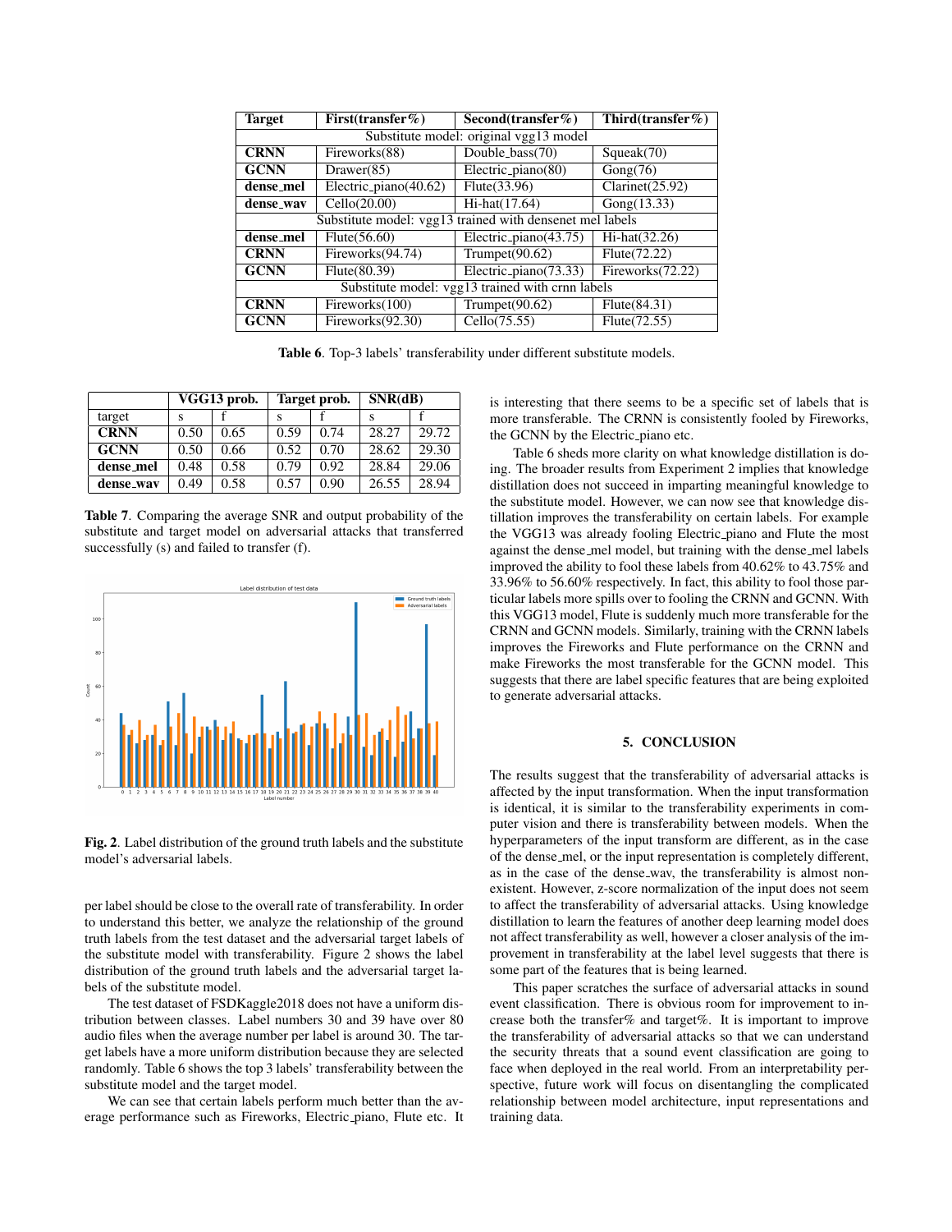| Target | First(transfer%) | Second(transfer%) | Third(transfer%) |
|---|---|---|---|
| Substitute model: original vgg13 model | | | |
| **CRNN** | Fireworks(88) | Double_bass(70) | Squeak(70) |
| **GCNN** | Drawer(85) | Electric_piano(80) | Gong(76) |
| **dense_mel** | Electric_piano(40.62) | Flute(33.96) | Clarinet(25.92) |
| **dense_wav** | Cello(20.00) | Hi-hat(17.64) | Gong(13.33) |
| Substitute model: vgg13 trained with densenet mel labels | | | |
| **dense_mel** | Flute(56.60) | Electric_piano(43.75) | Hi-hat(32.26) |
| **CRNN** | Fireworks(94.74) | Trumpet(90.62) | Flute(72.22) |
| **GCNN** | Flute(80.39) | Electric_piano(73.33) | Fireworks(72.22) |
| Substitute model: vgg13 trained with crnn labels | | | |
| **CRNN** | Fireworks(100) | Trumpet(90.62) | Flute(84.31) |
| **GCNN** | Fireworks(92.30) | Cello(75.55) | Flute(72.55) |

**Table 6**. Top-3 labels' transferability under different substitute models.

| | VGG13 prob. | | Target prob. | | SNR(dB) | |
|---|---|---|---|---|---|---|
| target | s | f | s | f | s | f |
| **CRNN** | 0.50 | 0.65 | 0.59 | 0.74 | 28.27 | 29.72 |
| **GCNN** | 0.50 | 0.66 | 0.52 | 0.70 | 28.62 | 29.30 |
| **dense_mel** | 0.48 | 0.58 | 0.79 | 0.92 | 28.84 | 29.06 |
| **dense_wav** | 0.49 | 0.58 | 0.57 | 0.90 | 26.55 | 28.94 |

**Table 7**. Comparing the average SNR and output probability of the substitute and target model on adversarial attacks that transferred successfully (s) and failed to transfer (f).

**Fig. 2**. Label distribution of the ground truth labels and the substitute model's adversarial labels.

per label should be close to the overall rate of transferability. In order to understand this better, we analyze the relationship of the ground truth labels from the test dataset and the adversarial target labels of the substitute model with transferability. Figure 2 shows the label distribution of the ground truth labels and the adversarial target labels of the substitute model.

The test dataset of FSDKaggle2018 does not have a uniform distribution between classes. Label numbers 30 and 39 have over 80 audio files when the average number per label is around 30. The target labels have a more uniform distribution because they are selected randomly. Table 6 shows the top 3 labels' transferability between the substitute model and the target model.

We can see that certain labels perform much better than the average performance such as Fireworks, Electric_piano, Flute etc. It is interesting that there seems to be a specific set of labels that is more transferable. The CRNN is consistently fooled by Fireworks, the GCNN by the Electric_piano etc.

Table 6 sheds more clarity on what knowledge distillation is doing. The broader results from Experiment 2 implies that knowledge distillation does not succeed in imparting meaningful knowledge to the substitute model. However, we can now see that knowledge distillation improves the transferability on certain labels. For example the VGG13 was already fooling Electric_piano and Flute the most against the dense_mel model, but training with the dense_mel labels improved the ability to fool these labels from 40.62% to 43.75% and 33.96% to 56.60% respectively. In fact, this ability to fool those particular labels more spills over to fooling the CRNN and GCNN. With this VGG13 model, Flute is suddenly much more transferable for the CRNN and GCNN models. Similarly, training with the CRNN labels improves the Fireworks and Flute performance on the CRNN and make Fireworks the most transferable for the GCNN model. This suggests that there are label specific features that are being exploited to generate adversarial attacks.

## 5. CONCLUSION

The results suggest that the transferability of adversarial attacks is affected by the input transformation. When the input transformation is identical, it is similar to the transferability experiments in computer vision and there is transferability between models. When the hyperparameters of the input transform are different, as in the case of the dense_mel, or the input representation is completely different, as in the case of the dense_wav, the transferability is almost nonexistent. However, z-score normalization of the input does not seem to affect the transferability of adversarial attacks. Using knowledge distillation to learn the features of another deep learning model does not affect transferability as well, however a closer analysis of the improvement in transferability at the label level suggests that there is some part of the features that is being learned.

This paper scratches the surface of adversarial attacks in sound event classification. There is obvious room for improvement to increase both the transfer% and target%. It is important to improve the transferability of adversarial attacks so that we can understand the security threats that a sound event classification are going to face when deployed in the real world. From an interpretability perspective, future work will focus on disentangling the complicated relationship between model architecture, input representations and training data.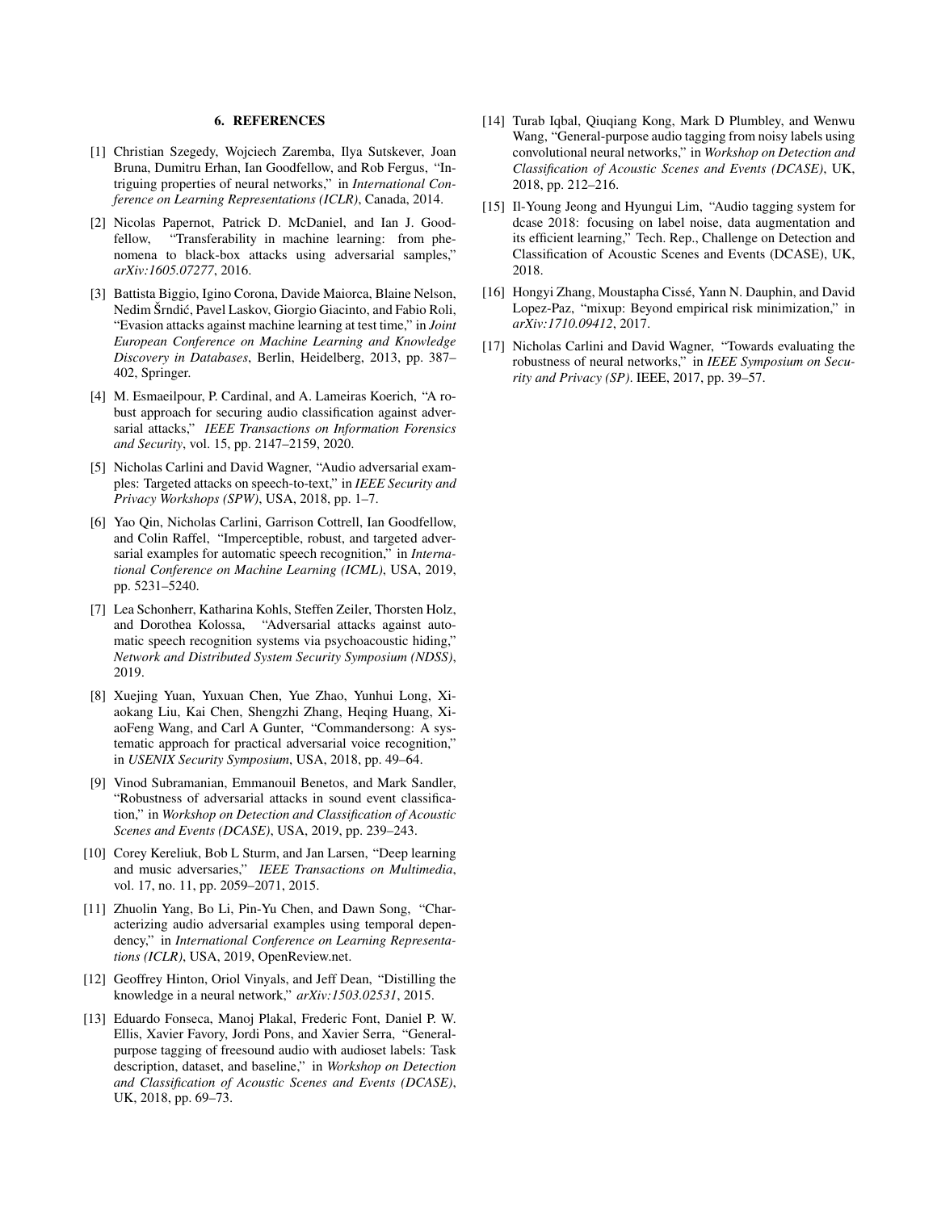## 6. REFERENCES

[1] Christian Szegedy, Wojciech Zaremba, Ilya Sutskever, Joan Bruna, Dumitru Erhan, Ian Goodfellow, and Rob Fergus, "Intriguing properties of neural networks," in *International Conference on Learning Representations (ICLR)*, Canada, 2014.

[2] Nicolas Papernot, Patrick D. McDaniel, and Ian J. Goodfellow, "Transferability in machine learning: from phenomena to black-box attacks using adversarial samples," *arXiv:1605.07277*, 2016.

[3] Battista Biggio, Igino Corona, Davide Maiorca, Blaine Nelson, Nedim Šrndić, Pavel Laskov, Giorgio Giacinto, and Fabio Roli, "Evasion attacks against machine learning at test time," in *Joint European Conference on Machine Learning and Knowledge Discovery in Databases*, Berlin, Heidelberg, 2013, pp. 387–402, Springer.

[4] M. Esmaeilpour, P. Cardinal, and A. Lameiras Koerich, "A robust approach for securing audio classification against adversarial attacks," *IEEE Transactions on Information Forensics and Security*, vol. 15, pp. 2147–2159, 2020.

[5] Nicholas Carlini and David Wagner, "Audio adversarial examples: Targeted attacks on speech-to-text," in *IEEE Security and Privacy Workshops (SPW)*, USA, 2018, pp. 1–7.

[6] Yao Qin, Nicholas Carlini, Garrison Cottrell, Ian Goodfellow, and Colin Raffel, "Imperceptible, robust, and targeted adversarial examples for automatic speech recognition," in *International Conference on Machine Learning (ICML)*, USA, 2019, pp. 5231–5240.

[7] Lea Schonherr, Katharina Kohls, Steffen Zeiler, Thorsten Holz, and Dorothea Kolossa, "Adversarial attacks against automatic speech recognition systems via psychoacoustic hiding," *Network and Distributed System Security Symposium (NDSS)*, 2019.

[8] Xuejing Yuan, Yuxuan Chen, Yue Zhao, Yunhui Long, Xiaokang Liu, Kai Chen, Shengzhi Zhang, Heqing Huang, XiaoFeng Wang, and Carl A Gunter, "Commandersong: A systematic approach for practical adversarial voice recognition," in *USENIX Security Symposium*, USA, 2018, pp. 49–64.

[9] Vinod Subramanian, Emmanouil Benetos, and Mark Sandler, "Robustness of adversarial attacks in sound event classification," in *Workshop on Detection and Classification of Acoustic Scenes and Events (DCASE)*, USA, 2019, pp. 239–243.

[10] Corey Kereliuk, Bob L Sturm, and Jan Larsen, "Deep learning and music adversaries," *IEEE Transactions on Multimedia*, vol. 17, no. 11, pp. 2059–2071, 2015.

[11] Zhuolin Yang, Bo Li, Pin-Yu Chen, and Dawn Song, "Characterizing audio adversarial examples using temporal dependency," in *International Conference on Learning Representations (ICLR)*, USA, 2019, OpenReview.net.

[12] Geoffrey Hinton, Oriol Vinyals, and Jeff Dean, "Distilling the knowledge in a neural network," *arXiv:1503.02531*, 2015.

[13] Eduardo Fonseca, Manoj Plakal, Frederic Font, Daniel P. W. Ellis, Xavier Favory, Jordi Pons, and Xavier Serra, "General-purpose tagging of freesound audio with audioset labels: Task description, dataset, and baseline," in *Workshop on Detection and Classification of Acoustic Scenes and Events (DCASE)*, UK, 2018, pp. 69–73.

[14] Turab Iqbal, Qiuqiang Kong, Mark D Plumbley, and Wenwu Wang, "General-purpose audio tagging from noisy labels using convolutional neural networks," in *Workshop on Detection and Classification of Acoustic Scenes and Events (DCASE)*, UK, 2018, pp. 212–216.

[15] Il-Young Jeong and Hyungui Lim, "Audio tagging system for dcase 2018: focusing on label noise, data augmentation and its efficient learning," Tech. Rep., Challenge on Detection and Classification of Acoustic Scenes and Events (DCASE), UK, 2018.

[16] Hongyi Zhang, Moustapha Cissé, Yann N. Dauphin, and David Lopez-Paz, "mixup: Beyond empirical risk minimization," in *arXiv:1710.09412*, 2017.

[17] Nicholas Carlini and David Wagner, "Towards evaluating the robustness of neural networks," in *IEEE Symposium on Security and Privacy (SP)*. IEEE, 2017, pp. 39–57.